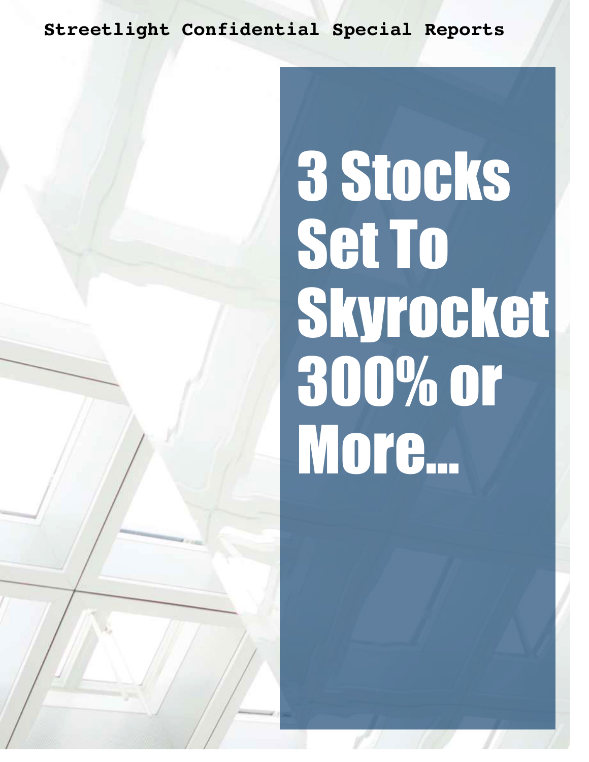**Streetlight Confidential Special Reports**

# 3 Stocks Set To Skyrocket 300% or More...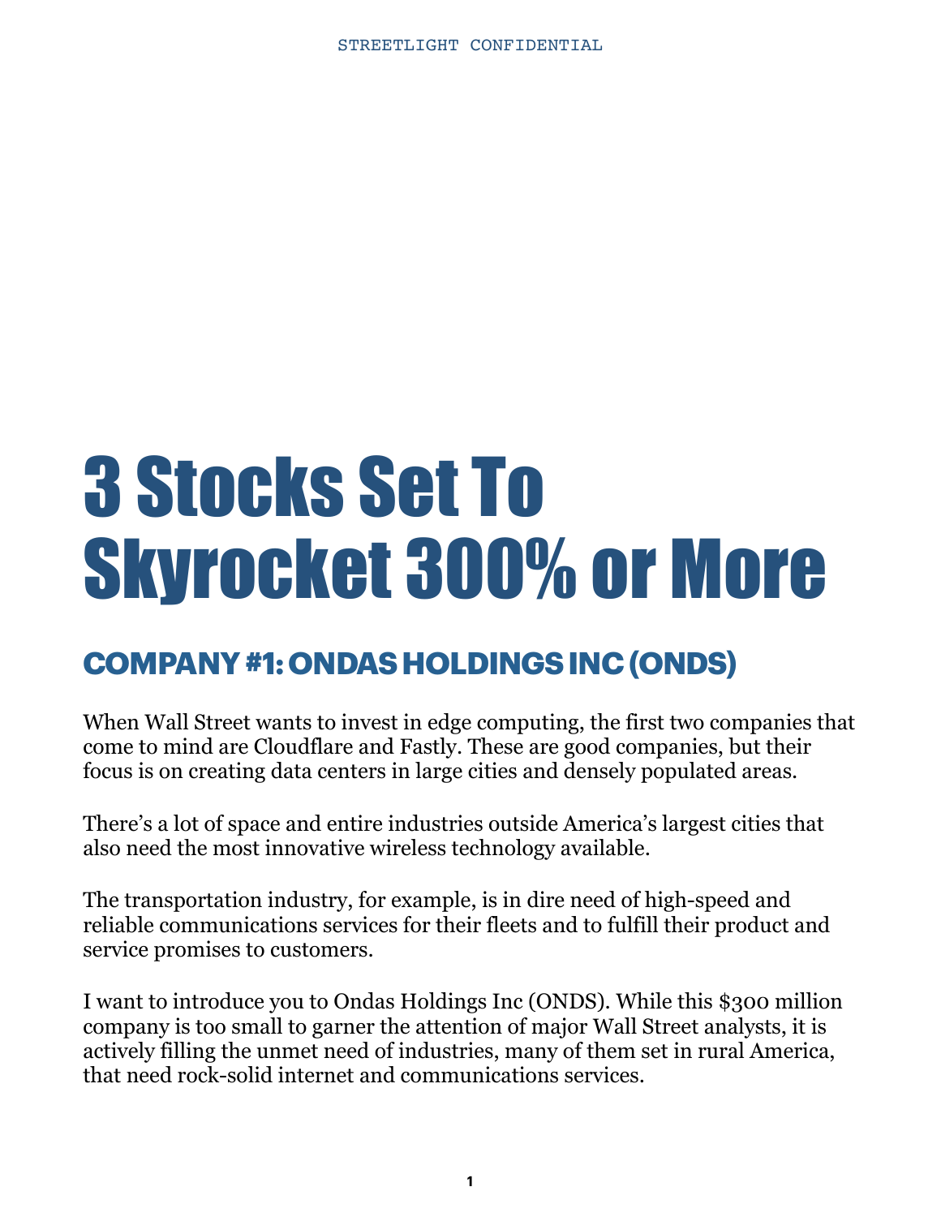# 3 Stocks Set To Skyrocket 300% or More

## COMPANY #1: ONDAS HOLDINGS INC (ONDS)

When Wall Street wants to invest in edge computing, the first two companies that come to mind are Cloudflare and Fastly. These are good companies, but their focus is on creating data centers in large cities and densely populated areas.

There's a lot of space and entire industries outside America's largest cities that also need the most innovative wireless technology available.

The transportation industry, for example, is in dire need of high-speed and reliable communications services for their fleets and to fulfill their product and service promises to customers.

I want to introduce you to Ondas Holdings Inc (ONDS). While this $300 million company is too small to garner the attention of major Wall Street analysts, it is actively filling the unmet need of industries, many of them set in rural America, that need rock-solid internet and communications services.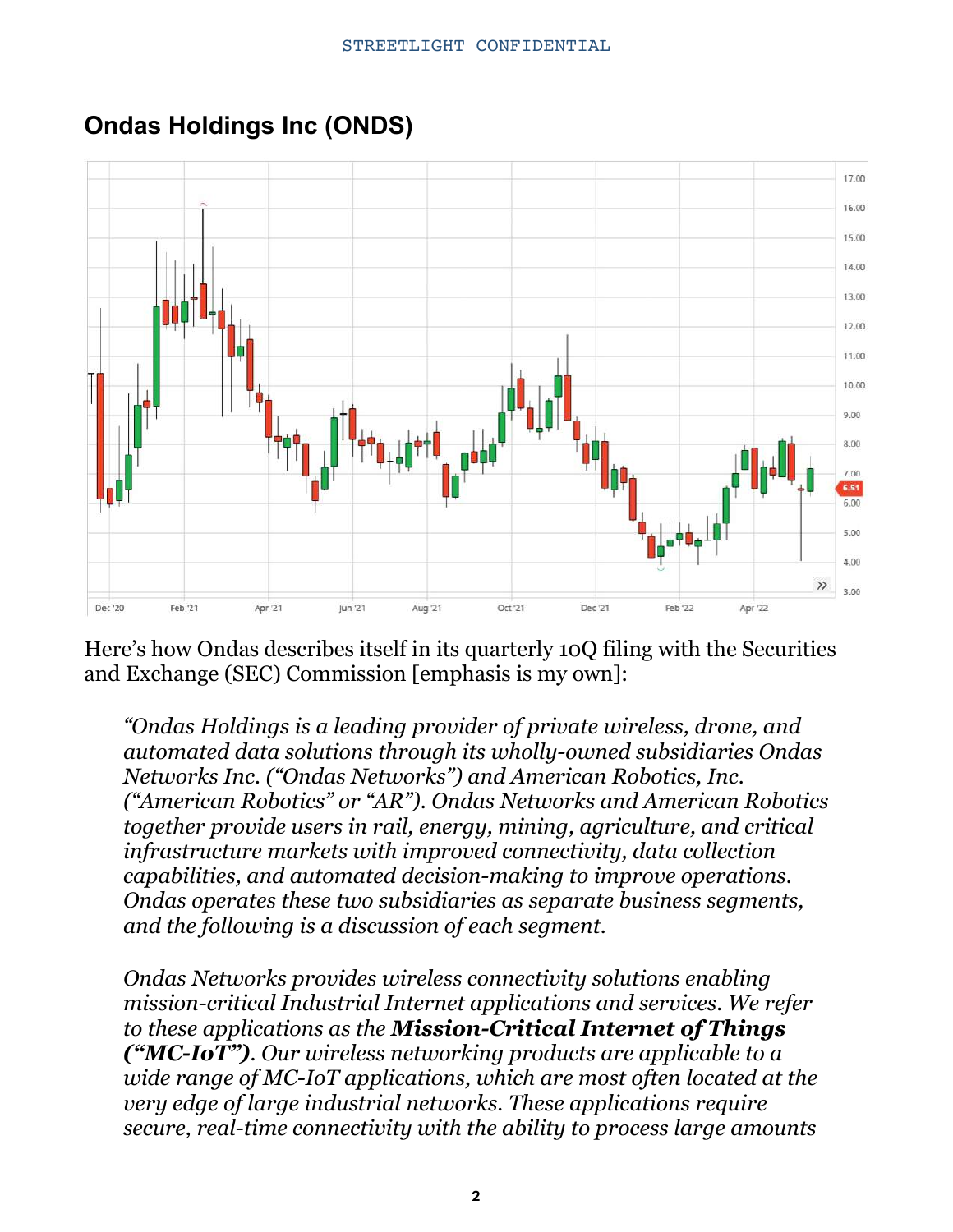## Ondas Holdings Inc (ONDS)

Here's how Ondas describes itself in its quarterly 10Q filing with the Securities and Exchange (SEC) Commission [emphasis is my own]:

> *"Ondas Holdings is a leading provider of private wireless, drone, and automated data solutions through its wholly-owned subsidiaries Ondas Networks Inc. ("Ondas Networks") and American Robotics, Inc. ("American Robotics" or "AR"). Ondas Networks and American Robotics together provide users in rail, energy, mining, agriculture, and critical infrastructure markets with improved connectivity, data collection capabilities, and automated decision-making to improve operations. Ondas operates these two subsidiaries as separate business segments, and the following is a discussion of each segment.*
>
> *Ondas Networks provides wireless connectivity solutions enabling mission-critical Industrial Internet applications and services. We refer to these applications as the **Mission-Critical Internet of Things ("MC-IoT")**. Our wireless networking products are applicable to a wide range of MC-IoT applications, which are most often located at the very edge of large industrial networks. These applications require secure, real-time connectivity with the ability to process large amounts*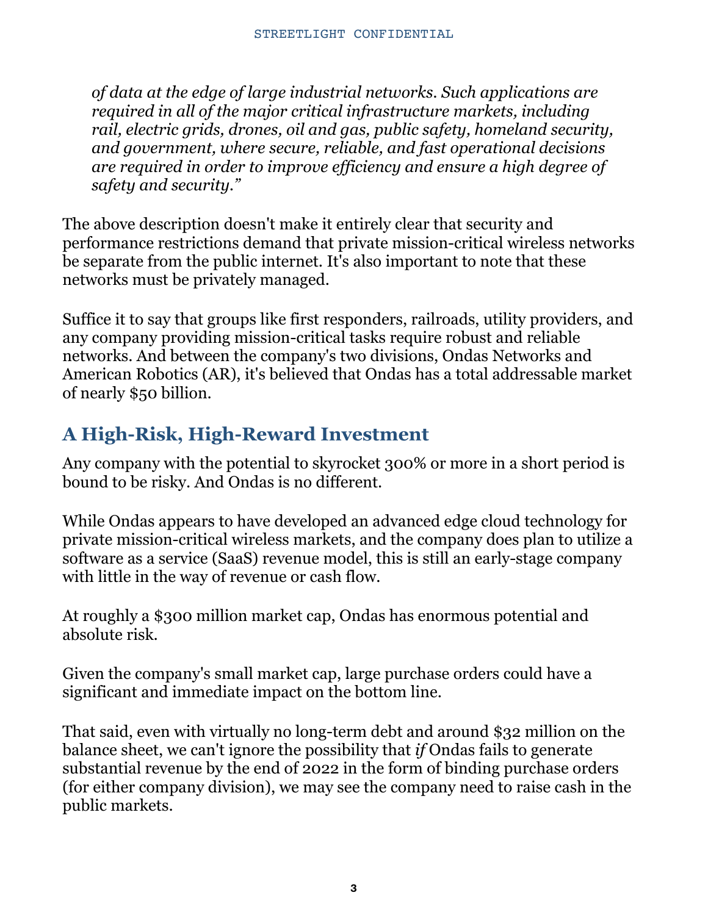*of data at the edge of large industrial networks. Such applications are required in all of the major critical infrastructure markets, including rail, electric grids, drones, oil and gas, public safety, homeland security, and government, where secure, reliable, and fast operational decisions are required in order to improve efficiency and ensure a high degree of safety and security."*

The above description doesn't make it entirely clear that security and performance restrictions demand that private mission-critical wireless networks be separate from the public internet. It's also important to note that these networks must be privately managed.

Suffice it to say that groups like first responders, railroads, utility providers, and any company providing mission-critical tasks require robust and reliable networks. And between the company's two divisions, Ondas Networks and American Robotics (AR), it's believed that Ondas has a total addressable market of nearly $50 billion.

## A High-Risk, High-Reward Investment

Any company with the potential to skyrocket 300% or more in a short period is bound to be risky. And Ondas is no different.

While Ondas appears to have developed an advanced edge cloud technology for private mission-critical wireless markets, and the company does plan to utilize a software as a service (SaaS) revenue model, this is still an early-stage company with little in the way of revenue or cash flow.

At roughly a $300 million market cap, Ondas has enormous potential and absolute risk.

Given the company's small market cap, large purchase orders could have a significant and immediate impact on the bottom line.

That said, even with virtually no long-term debt and around $32 million on the balance sheet, we can't ignore the possibility that *if* Ondas fails to generate substantial revenue by the end of 2022 in the form of binding purchase orders (for either company division), we may see the company need to raise cash in the public markets.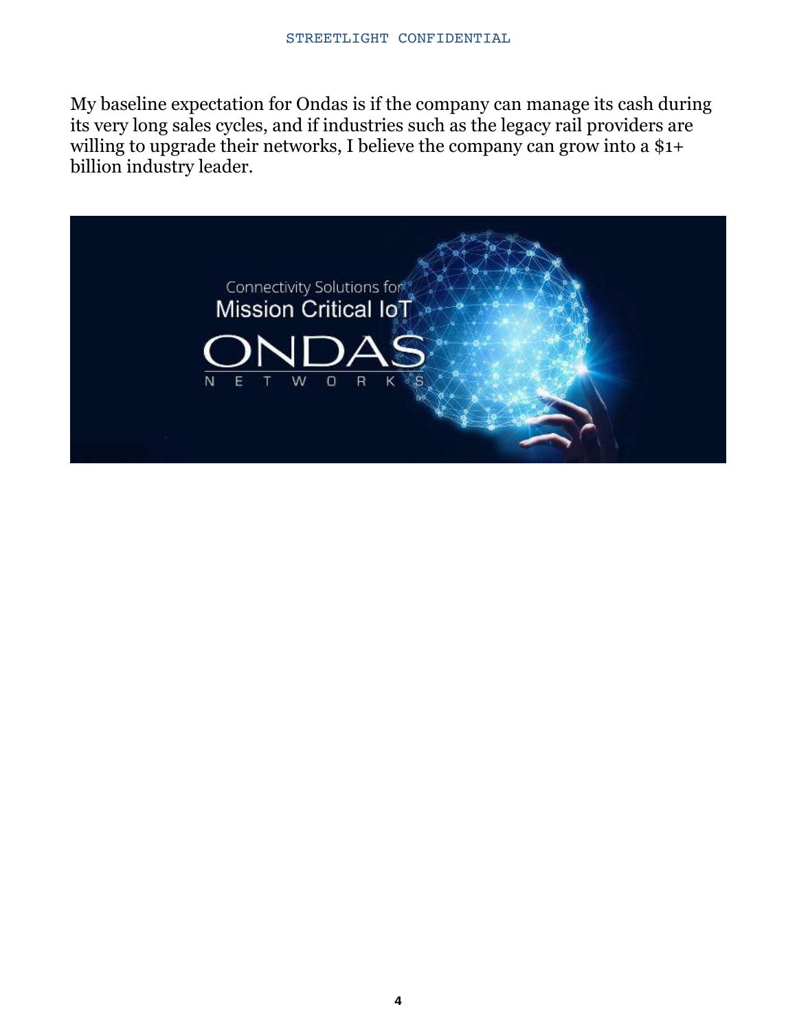My baseline expectation for Ondas is if the company can manage its cash during its very long sales cycles, and if industries such as the legacy rail providers are willing to upgrade their networks, I believe the company can grow into a $1+ billion industry leader.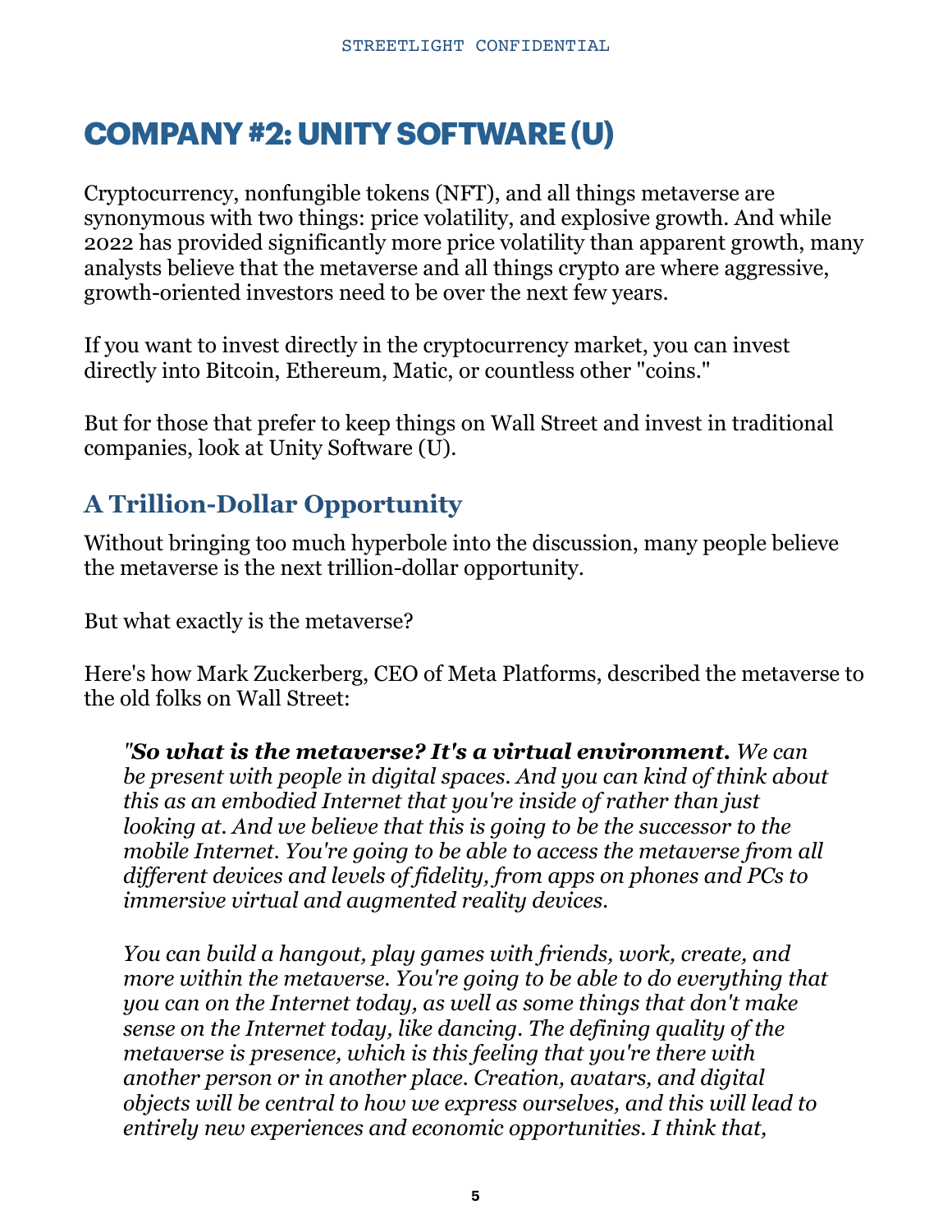# COMPANY #2: UNITY SOFTWARE (U)

Cryptocurrency, nonfungible tokens (NFT), and all things metaverse are synonymous with two things: price volatility, and explosive growth. And while 2022 has provided significantly more price volatility than apparent growth, many analysts believe that the metaverse and all things crypto are where aggressive, growth-oriented investors need to be over the next few years.

If you want to invest directly in the cryptocurrency market, you can invest directly into Bitcoin, Ethereum, Matic, or countless other "coins."

But for those that prefer to keep things on Wall Street and invest in traditional companies, look at Unity Software (U).

## A Trillion-Dollar Opportunity

Without bringing too much hyperbole into the discussion, many people believe the metaverse is the next trillion-dollar opportunity.

But what exactly is the metaverse?

Here's how Mark Zuckerberg, CEO of Meta Platforms, described the metaverse to the old folks on Wall Street:

> *"**So what is the metaverse? It's a virtual environment.** We can be present with people in digital spaces. And you can kind of think about this as an embodied Internet that you're inside of rather than just looking at. And we believe that this is going to be the successor to the mobile Internet. You're going to be able to access the metaverse from all different devices and levels of fidelity, from apps on phones and PCs to immersive virtual and augmented reality devices.*
>
> *You can build a hangout, play games with friends, work, create, and more within the metaverse. You're going to be able to do everything that you can on the Internet today, as well as some things that don't make sense on the Internet today, like dancing. The defining quality of the metaverse is presence, which is this feeling that you're there with another person or in another place. Creation, avatars, and digital objects will be central to how we express ourselves, and this will lead to entirely new experiences and economic opportunities. I think that,*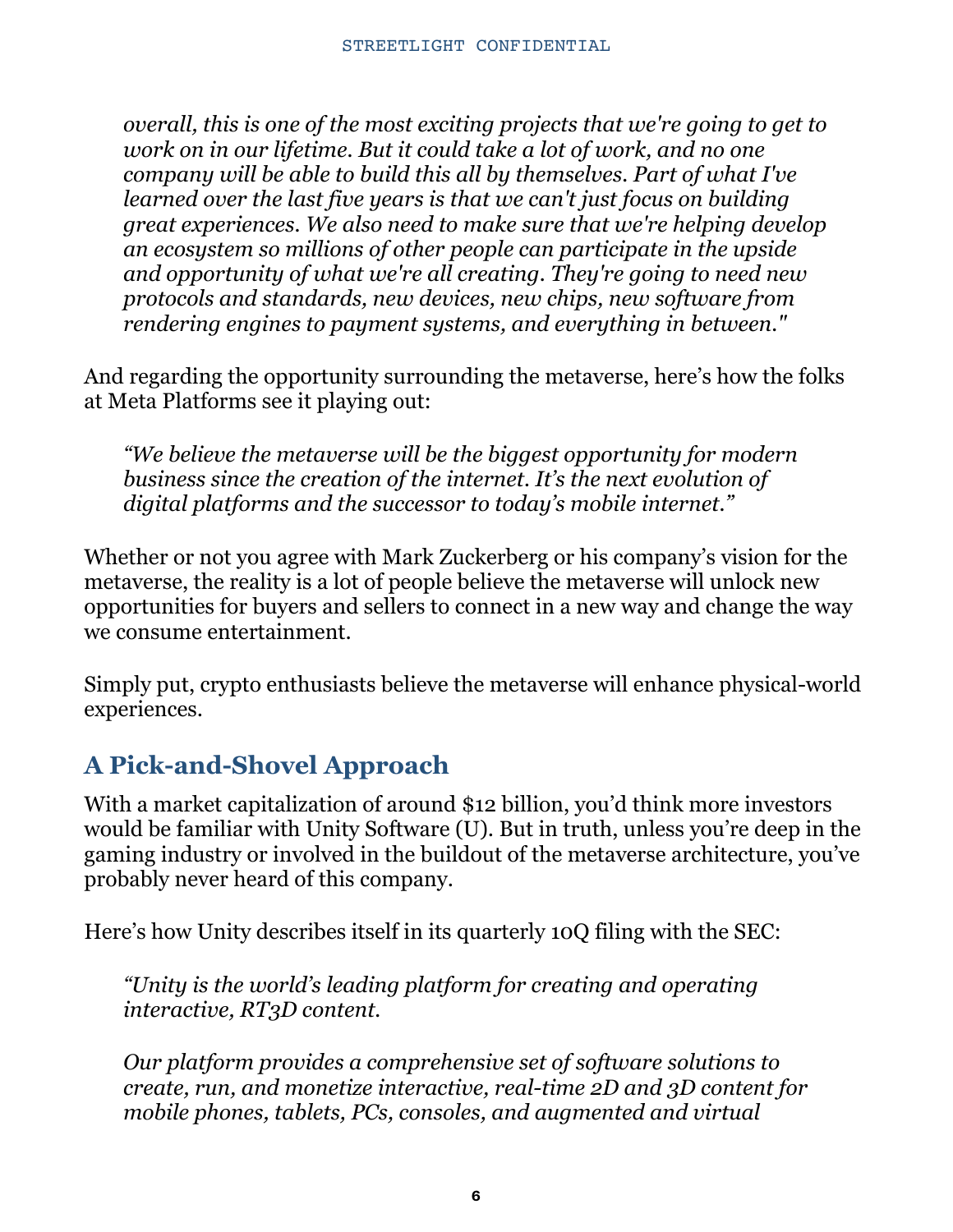*overall, this is one of the most exciting projects that we're going to get to work on in our lifetime. But it could take a lot of work, and no one company will be able to build this all by themselves. Part of what I've learned over the last five years is that we can't just focus on building great experiences. We also need to make sure that we're helping develop an ecosystem so millions of other people can participate in the upside and opportunity of what we're all creating. They're going to need new protocols and standards, new devices, new chips, new software from rendering engines to payment systems, and everything in between."*

And regarding the opportunity surrounding the metaverse, here's how the folks at Meta Platforms see it playing out:

*"We believe the metaverse will be the biggest opportunity for modern business since the creation of the internet. It's the next evolution of digital platforms and the successor to today's mobile internet."*

Whether or not you agree with Mark Zuckerberg or his company's vision for the metaverse, the reality is a lot of people believe the metaverse will unlock new opportunities for buyers and sellers to connect in a new way and change the way we consume entertainment.

Simply put, crypto enthusiasts believe the metaverse will enhance physical-world experiences.

## A Pick-and-Shovel Approach

With a market capitalization of around $12 billion, you'd think more investors would be familiar with Unity Software (U). But in truth, unless you're deep in the gaming industry or involved in the buildout of the metaverse architecture, you've probably never heard of this company.

Here's how Unity describes itself in its quarterly 10Q filing with the SEC:

*"Unity is the world's leading platform for creating and operating interactive, RT3D content.*

*Our platform provides a comprehensive set of software solutions to create, run, and monetize interactive, real-time 2D and 3D content for mobile phones, tablets, PCs, consoles, and augmented and virtual*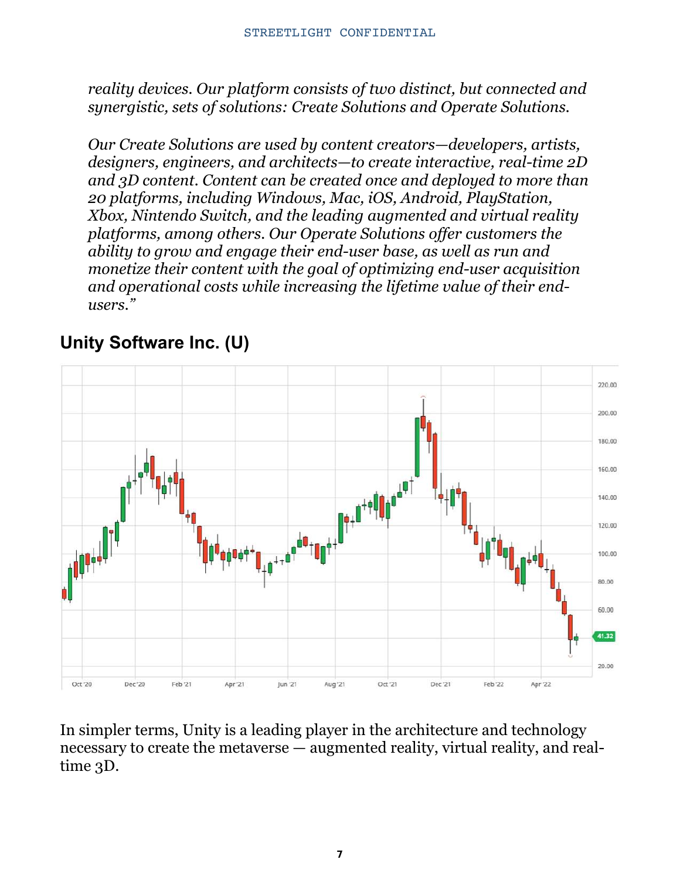*reality devices. Our platform consists of two distinct, but connected and synergistic, sets of solutions: Create Solutions and Operate Solutions.*

*Our Create Solutions are used by content creators—developers, artists, designers, engineers, and architects—to create interactive, real-time 2D and 3D content. Content can be created once and deployed to more than 20 platforms, including Windows, Mac, iOS, Android, PlayStation, Xbox, Nintendo Switch, and the leading augmented and virtual reality platforms, among others. Our Operate Solutions offer customers the ability to grow and engage their end-user base, as well as run and monetize their content with the goal of optimizing end-user acquisition and operational costs while increasing the lifetime value of their end-users."*

## Unity Software Inc. (U)

In simpler terms, Unity is a leading player in the architecture and technology necessary to create the metaverse — augmented reality, virtual reality, and real-time 3D.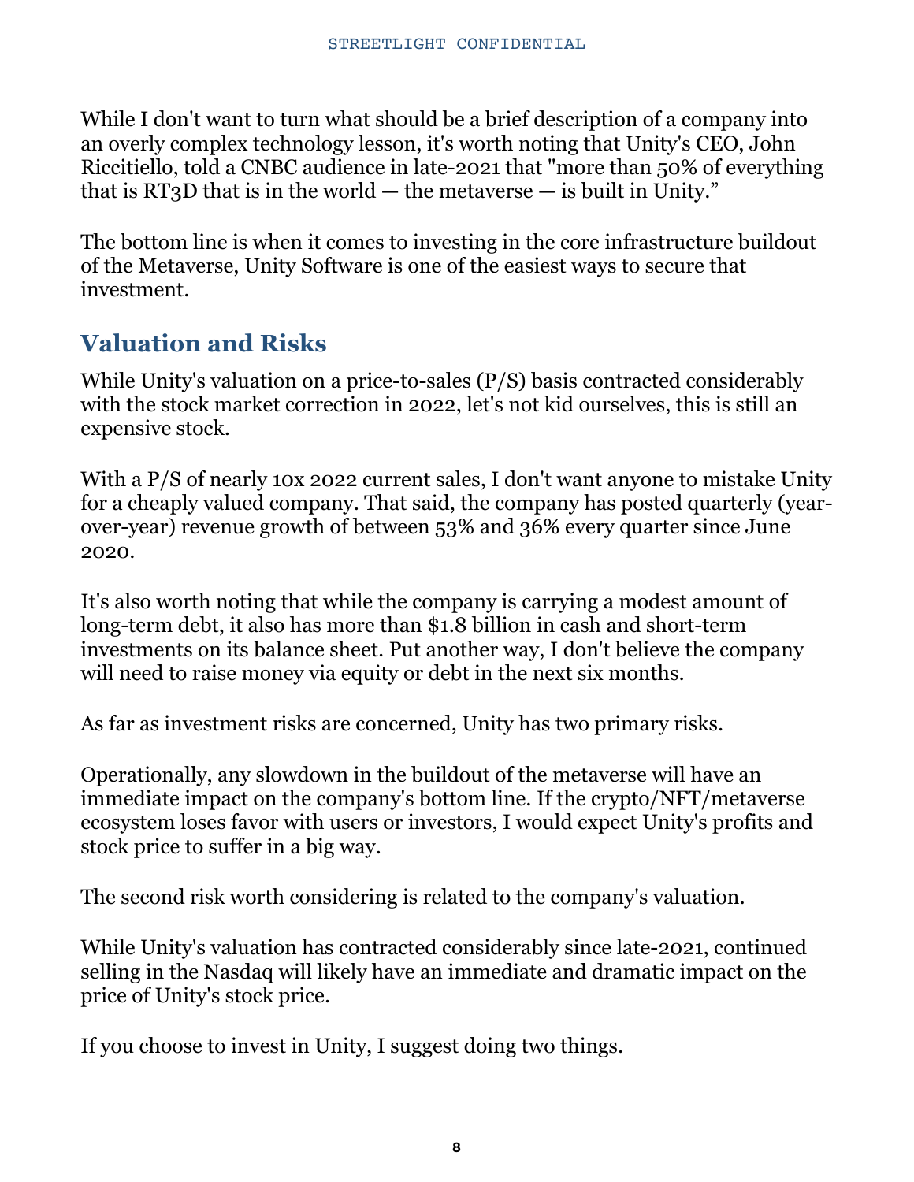While I don't want to turn what should be a brief description of a company into an overly complex technology lesson, it's worth noting that Unity's CEO, John Riccitiello, told a CNBC audience in late-2021 that "more than 50% of everything that is RT3D that is in the world — the metaverse — is built in Unity."

The bottom line is when it comes to investing in the core infrastructure buildout of the Metaverse, Unity Software is one of the easiest ways to secure that investment.

## Valuation and Risks

While Unity's valuation on a price-to-sales (P/S) basis contracted considerably with the stock market correction in 2022, let's not kid ourselves, this is still an expensive stock.

With a P/S of nearly 10x 2022 current sales, I don't want anyone to mistake Unity for a cheaply valued company. That said, the company has posted quarterly (year-over-year) revenue growth of between 53% and 36% every quarter since June 2020.

It's also worth noting that while the company is carrying a modest amount of long-term debt, it also has more than $1.8 billion in cash and short-term investments on its balance sheet. Put another way, I don't believe the company will need to raise money via equity or debt in the next six months.

As far as investment risks are concerned, Unity has two primary risks.

Operationally, any slowdown in the buildout of the metaverse will have an immediate impact on the company's bottom line. If the crypto/NFT/metaverse ecosystem loses favor with users or investors, I would expect Unity's profits and stock price to suffer in a big way.

The second risk worth considering is related to the company's valuation.

While Unity's valuation has contracted considerably since late-2021, continued selling in the Nasdaq will likely have an immediate and dramatic impact on the price of Unity's stock price.

If you choose to invest in Unity, I suggest doing two things.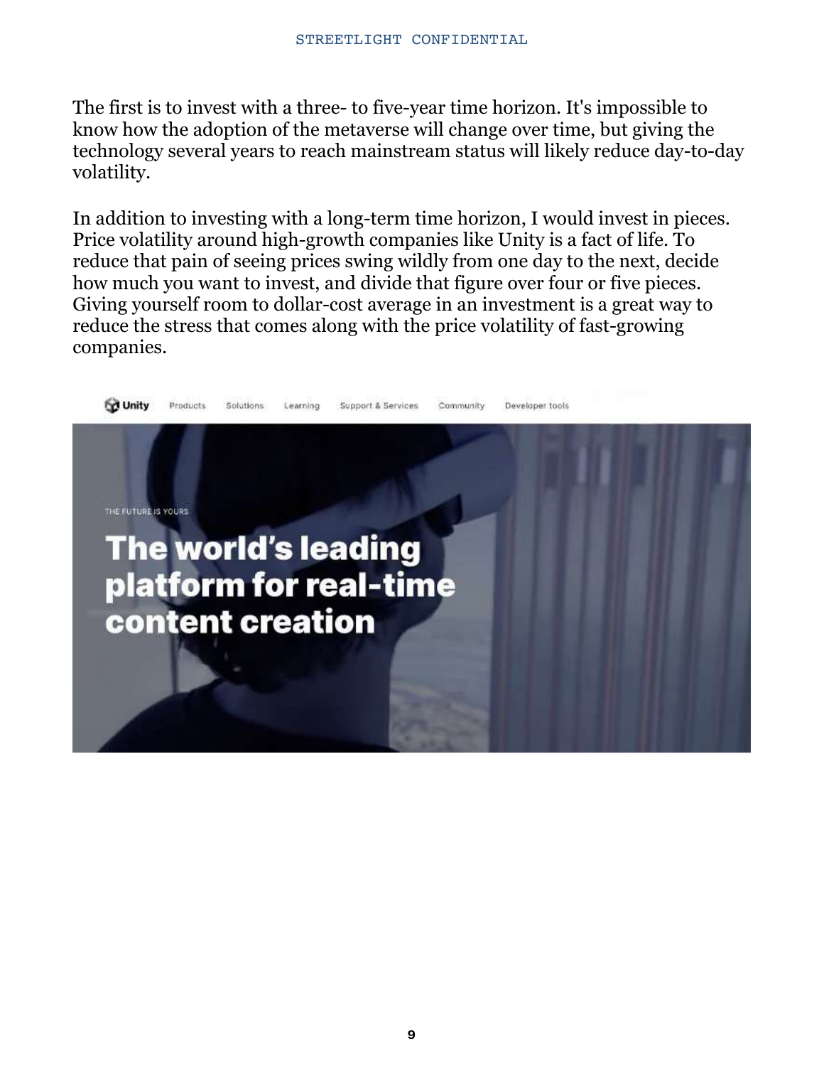The first is to invest with a three- to five-year time horizon. It's impossible to know how the adoption of the metaverse will change over time, but giving the technology several years to reach mainstream status will likely reduce day-to-day volatility.

In addition to investing with a long-term time horizon, I would invest in pieces. Price volatility around high-growth companies like Unity is a fact of life. To reduce that pain of seeing prices swing wildly from one day to the next, decide how much you want to invest, and divide that figure over four or five pieces. Giving yourself room to dollar-cost average in an investment is a great way to reduce the stress that comes along with the price volatility of fast-growing companies.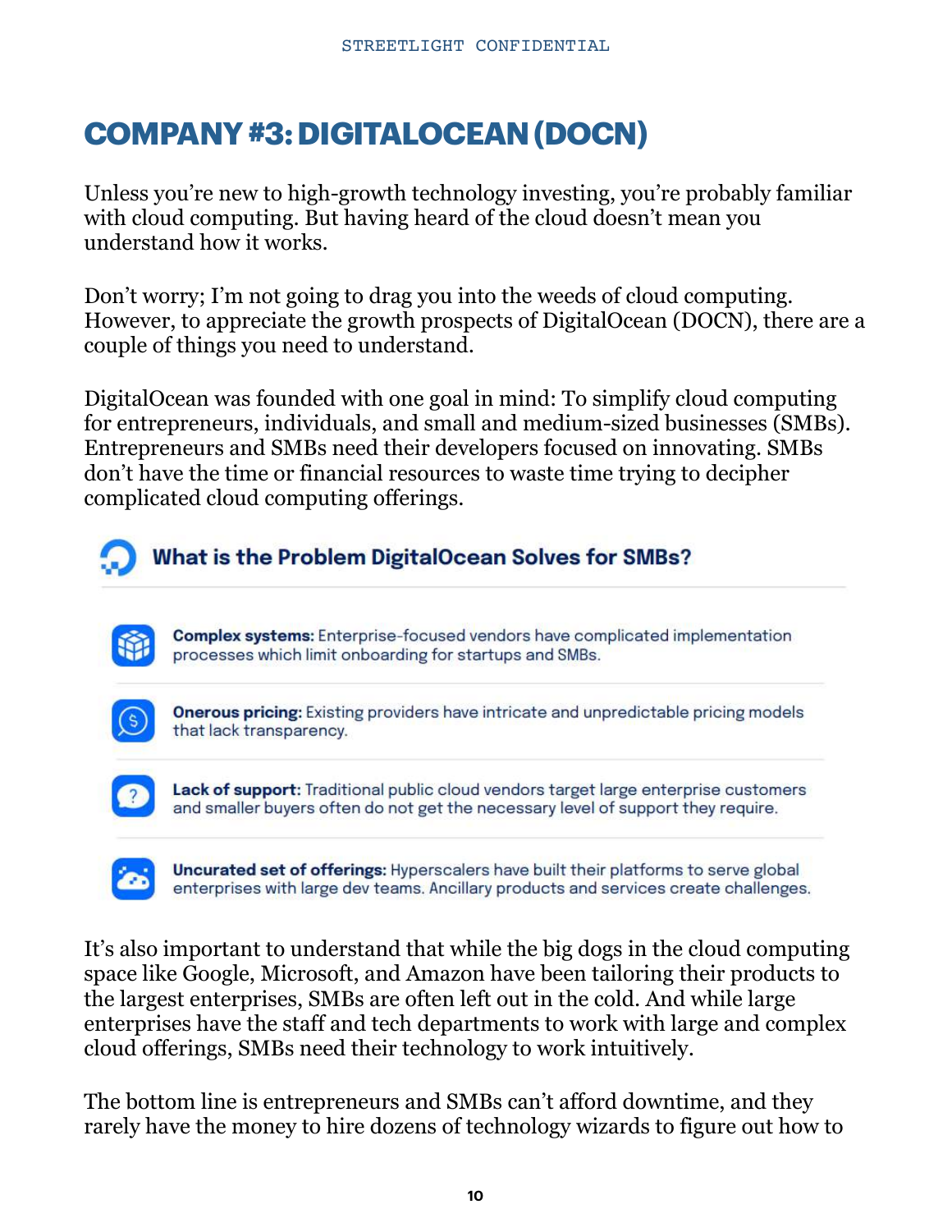# COMPANY #3: DIGITALOCEAN (DOCN)

Unless you're new to high-growth technology investing, you're probably familiar with cloud computing. But having heard of the cloud doesn't mean you understand how it works.

Don't worry; I'm not going to drag you into the weeds of cloud computing. However, to appreciate the growth prospects of DigitalOcean (DOCN), there are a couple of things you need to understand.

DigitalOcean was founded with one goal in mind: To simplify cloud computing for entrepreneurs, individuals, and small and medium-sized businesses (SMBs). Entrepreneurs and SMBs need their developers focused on innovating. SMBs don't have the time or financial resources to waste time trying to decipher complicated cloud computing offerings.

## What is the Problem DigitalOcean Solves for SMBs?

**Complex systems:** Enterprise-focused vendors have complicated implementation processes which limit onboarding for startups and SMBs.

**Onerous pricing:** Existing providers have intricate and unpredictable pricing models that lack transparency.

**Lack of support:** Traditional public cloud vendors target large enterprise customers and smaller buyers often do not get the necessary level of support they require.

**Uncurated set of offerings:** Hyperscalers have built their platforms to serve global enterprises with large dev teams. Ancillary products and services create challenges.

It's also important to understand that while the big dogs in the cloud computing space like Google, Microsoft, and Amazon have been tailoring their products to the largest enterprises, SMBs are often left out in the cold. And while large enterprises have the staff and tech departments to work with large and complex cloud offerings, SMBs need their technology to work intuitively.

The bottom line is entrepreneurs and SMBs can't afford downtime, and they rarely have the money to hire dozens of technology wizards to figure out how to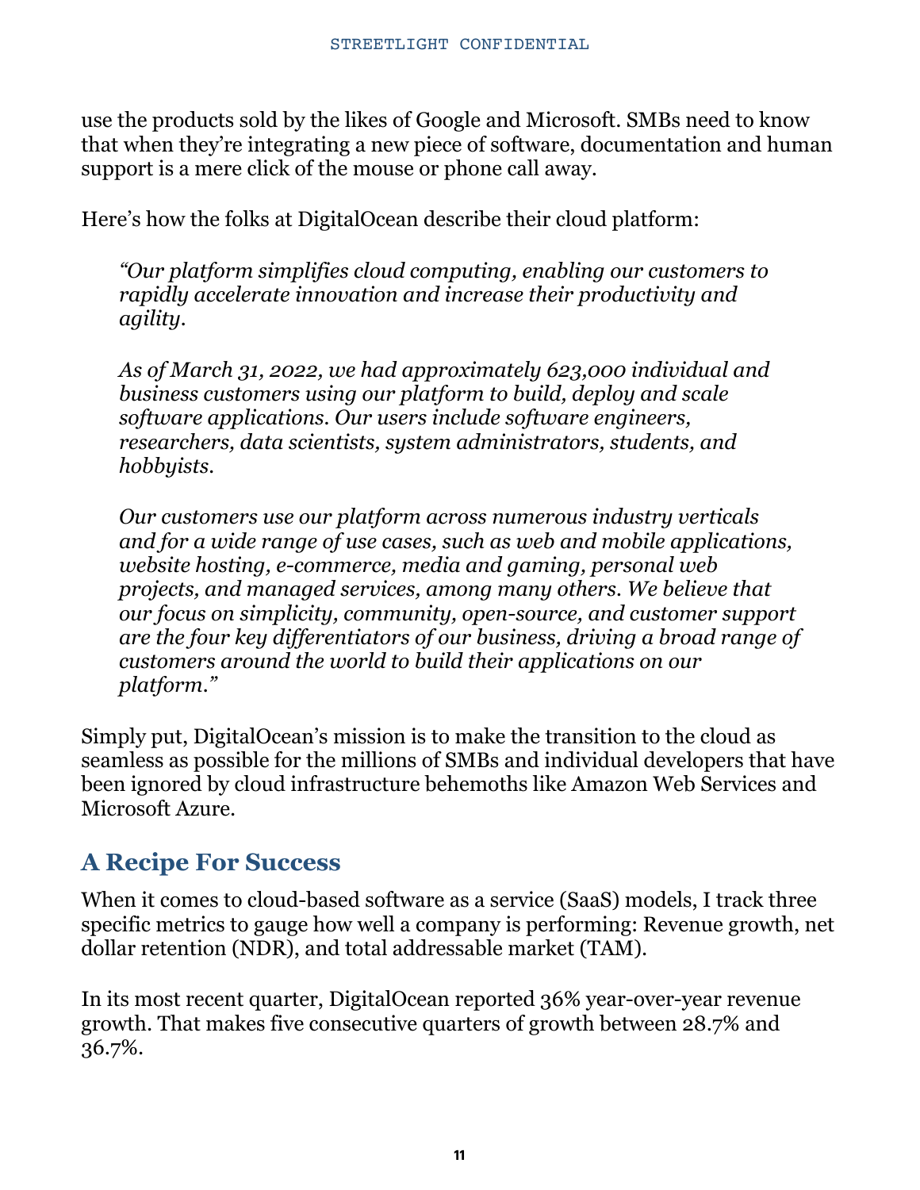use the products sold by the likes of Google and Microsoft. SMBs need to know that when they're integrating a new piece of software, documentation and human support is a mere click of the mouse or phone call away.

Here's how the folks at DigitalOcean describe their cloud platform:

> *"Our platform simplifies cloud computing, enabling our customers to rapidly accelerate innovation and increase their productivity and agility.*
>
> *As of March 31, 2022, we had approximately 623,000 individual and business customers using our platform to build, deploy and scale software applications. Our users include software engineers, researchers, data scientists, system administrators, students, and hobbyists.*
>
> *Our customers use our platform across numerous industry verticals and for a wide range of use cases, such as web and mobile applications, website hosting, e-commerce, media and gaming, personal web projects, and managed services, among many others. We believe that our focus on simplicity, community, open-source, and customer support are the four key differentiators of our business, driving a broad range of customers around the world to build their applications on our platform."*

Simply put, DigitalOcean's mission is to make the transition to the cloud as seamless as possible for the millions of SMBs and individual developers that have been ignored by cloud infrastructure behemoths like Amazon Web Services and Microsoft Azure.

## A Recipe For Success

When it comes to cloud-based software as a service (SaaS) models, I track three specific metrics to gauge how well a company is performing: Revenue growth, net dollar retention (NDR), and total addressable market (TAM).

In its most recent quarter, DigitalOcean reported 36% year-over-year revenue growth. That makes five consecutive quarters of growth between 28.7% and 36.7%.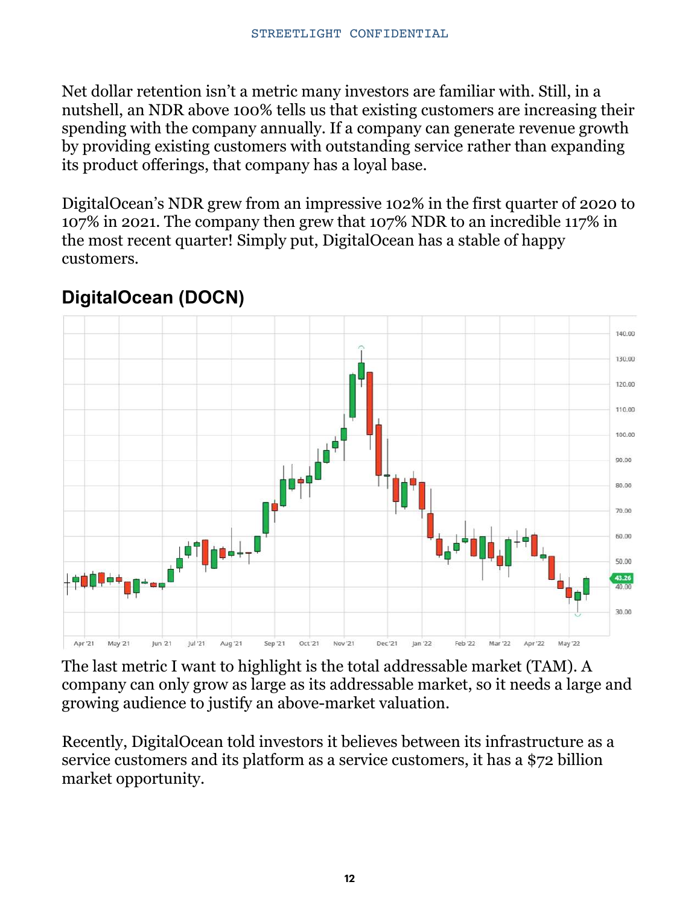Net dollar retention isn't a metric many investors are familiar with. Still, in a nutshell, an NDR above 100% tells us that existing customers are increasing their spending with the company annually. If a company can generate revenue growth by providing existing customers with outstanding service rather than expanding its product offerings, that company has a loyal base.

DigitalOcean's NDR grew from an impressive 102% in the first quarter of 2020 to 107% in 2021. The company then grew that 107% NDR to an incredible 117% in the most recent quarter! Simply put, DigitalOcean has a stable of happy customers.

## DigitalOcean (DOCN)

The last metric I want to highlight is the total addressable market (TAM). A company can only grow as large as its addressable market, so it needs a large and growing audience to justify an above-market valuation.

Recently, DigitalOcean told investors it believes between its infrastructure as a service customers and its platform as a service customers, it has a $72 billion market opportunity.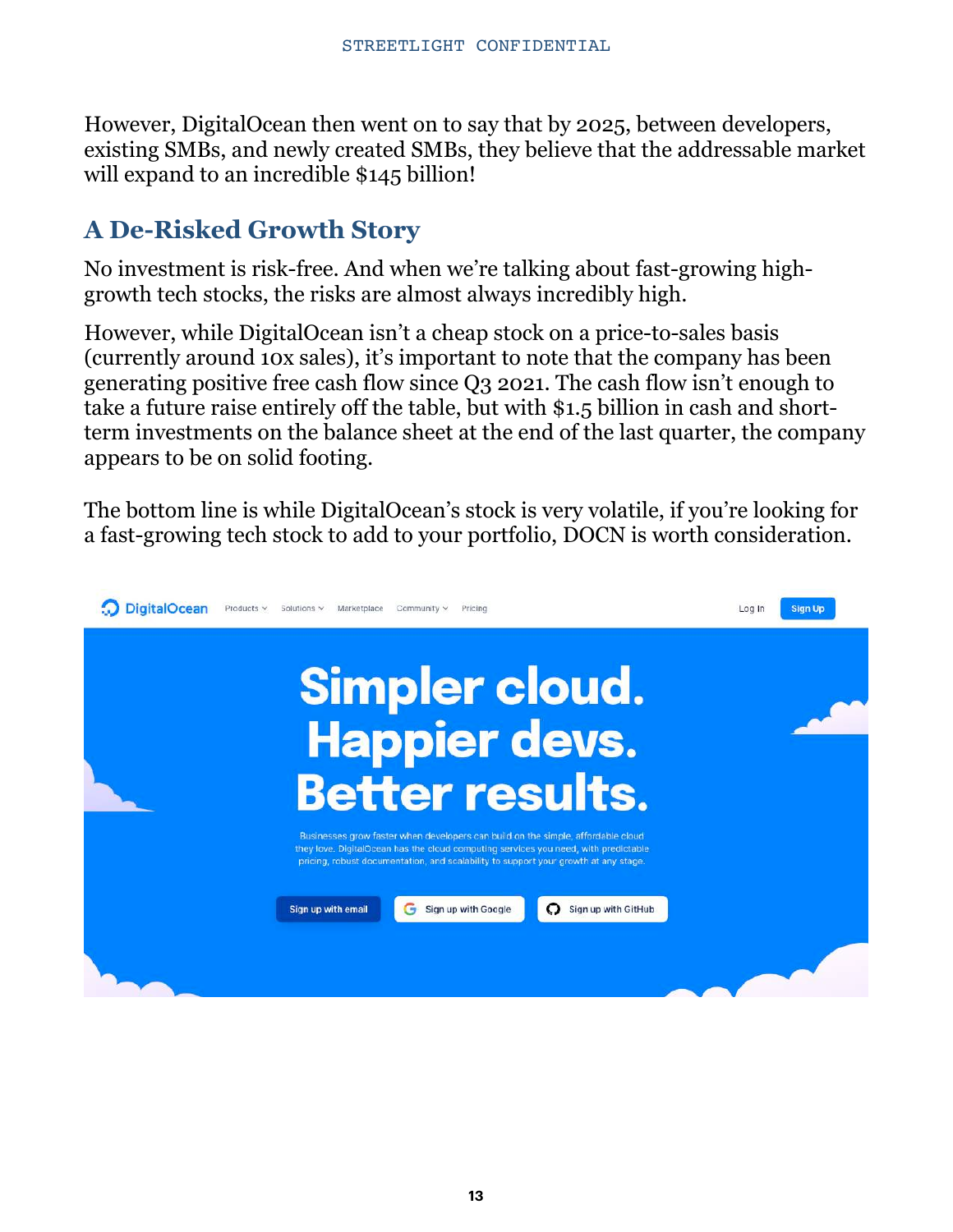However, DigitalOcean then went on to say that by 2025, between developers, existing SMBs, and newly created SMBs, they believe that the addressable market will expand to an incredible $145 billion!

## A De-Risked Growth Story

No investment is risk-free. And when we're talking about fast-growing high-growth tech stocks, the risks are almost always incredibly high.

However, while DigitalOcean isn't a cheap stock on a price-to-sales basis (currently around 10x sales), it's important to note that the company has been generating positive free cash flow since Q3 2021. The cash flow isn't enough to take a future raise entirely off the table, but with $1.5 billion in cash and short-term investments on the balance sheet at the end of the last quarter, the company appears to be on solid footing.

The bottom line is while DigitalOcean's stock is very volatile, if you're looking for a fast-growing tech stock to add to your portfolio, DOCN is worth consideration.